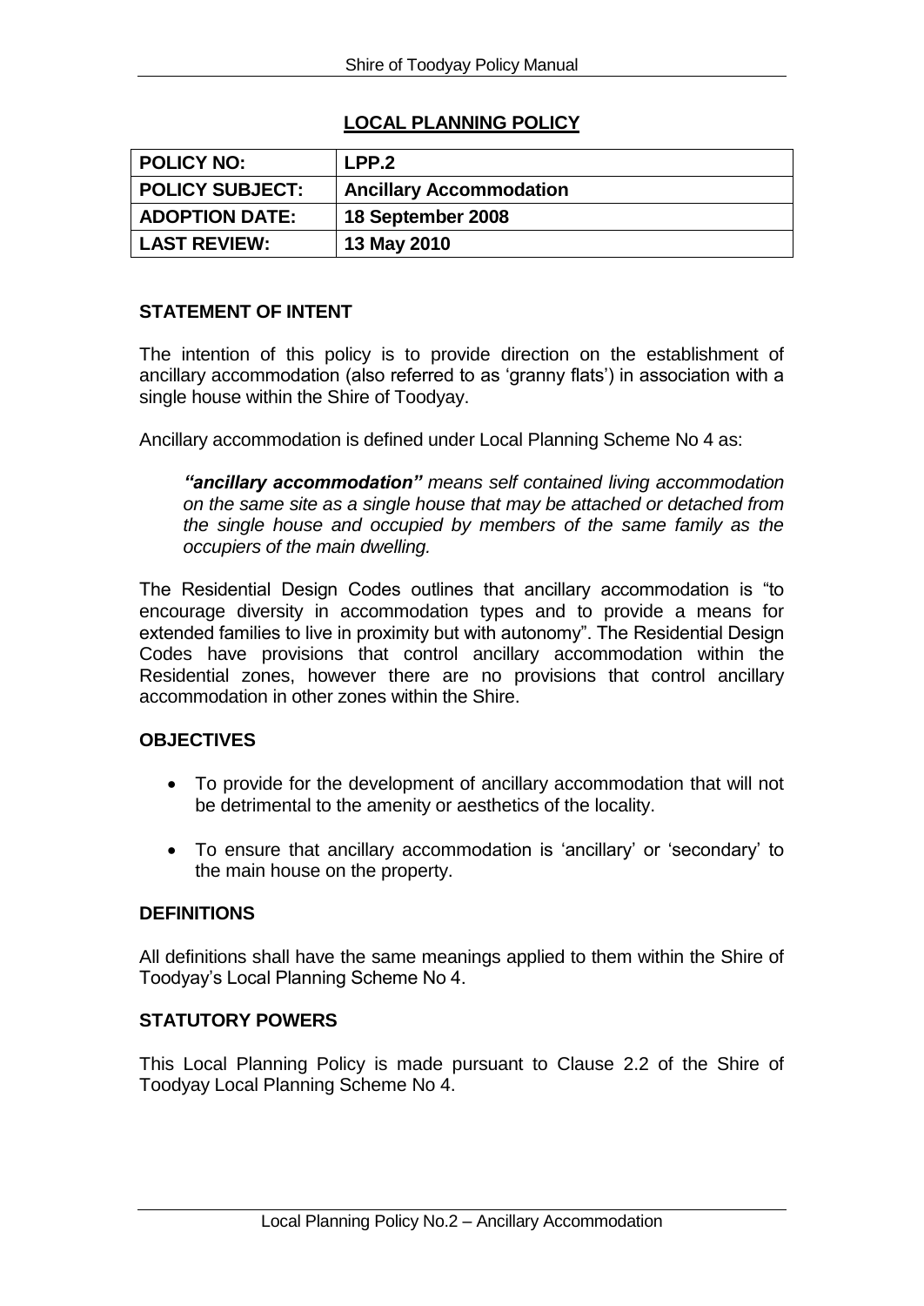# LOCAL PLANNING POLICY

| POLICY NO: | LPP.2 |
|---|---|
| POLICY SUBJECT: | Ancillary Accommodation |
| ADOPTION DATE: | 18 September 2008 |
| LAST REVIEW: | 13 May 2010 |

## STATEMENT OF INTENT

The intention of this policy is to provide direction on the establishment of ancillary accommodation (also referred to as 'granny flats') in association with a single house within the Shire of Toodyay.

Ancillary accommodation is defined under Local Planning Scheme No 4 as:

> ***"ancillary accommodation"*** *means self contained living accommodation on the same site as a single house that may be attached or detached from the single house and occupied by members of the same family as the occupiers of the main dwelling.*

The Residential Design Codes outlines that ancillary accommodation is "to encourage diversity in accommodation types and to provide a means for extended families to live in proximity but with autonomy". The Residential Design Codes have provisions that control ancillary accommodation within the Residential zones, however there are no provisions that control ancillary accommodation in other zones within the Shire.

## OBJECTIVES

- To provide for the development of ancillary accommodation that will not be detrimental to the amenity or aesthetics of the locality.
- To ensure that ancillary accommodation is 'ancillary' or 'secondary' to the main house on the property.

## DEFINITIONS

All definitions shall have the same meanings applied to them within the Shire of Toodyay's Local Planning Scheme No 4.

## STATUTORY POWERS

This Local Planning Policy is made pursuant to Clause 2.2 of the Shire of Toodyay Local Planning Scheme No 4.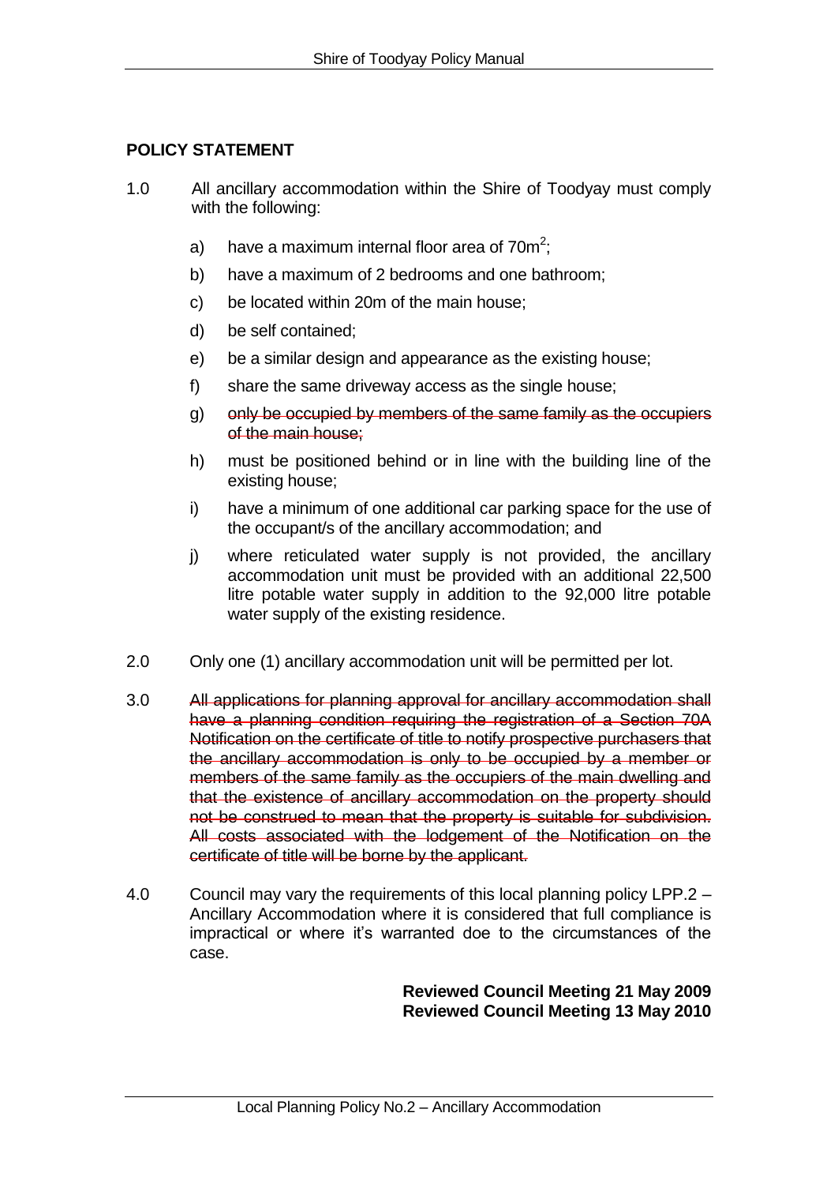## POLICY STATEMENT

1.0 All ancillary accommodation within the Shire of Toodyay must comply with the following:

   a) have a maximum internal floor area of $70m^2$;

   b) have a maximum of 2 bedrooms and one bathroom;

   c) be located within 20m of the main house;

   d) be self contained;

   e) be a similar design and appearance as the existing house;

   f) share the same driveway access as the single house;

   g) ~~only be occupied by members of the same family as the occupiers of the main house;~~

   h) must be positioned behind or in line with the building line of the existing house;

   i) have a minimum of one additional car parking space for the use of the occupant/s of the ancillary accommodation; and

   j) where reticulated water supply is not provided, the ancillary accommodation unit must be provided with an additional 22,500 litre potable water supply in addition to the 92,000 litre potable water supply of the existing residence.

2.0 Only one (1) ancillary accommodation unit will be permitted per lot.

3.0 ~~All applications for planning approval for ancillary accommodation shall have a planning condition requiring the registration of a Section 70A Notification on the certificate of title to notify prospective purchasers that the ancillary accommodation is only to be occupied by a member or members of the same family as the occupiers of the main dwelling and that the existence of ancillary accommodation on the property should not be construed to mean that the property is suitable for subdivision. All costs associated with the lodgement of the Notification on the certificate of title will be borne by the applicant.~~

4.0 Council may vary the requirements of this local planning policy LPP.2 – Ancillary Accommodation where it is considered that full compliance is impractical or where it's warranted doe to the circumstances of the case.

**Reviewed Council Meeting 21 May 2009**
**Reviewed Council Meeting 13 May 2010**